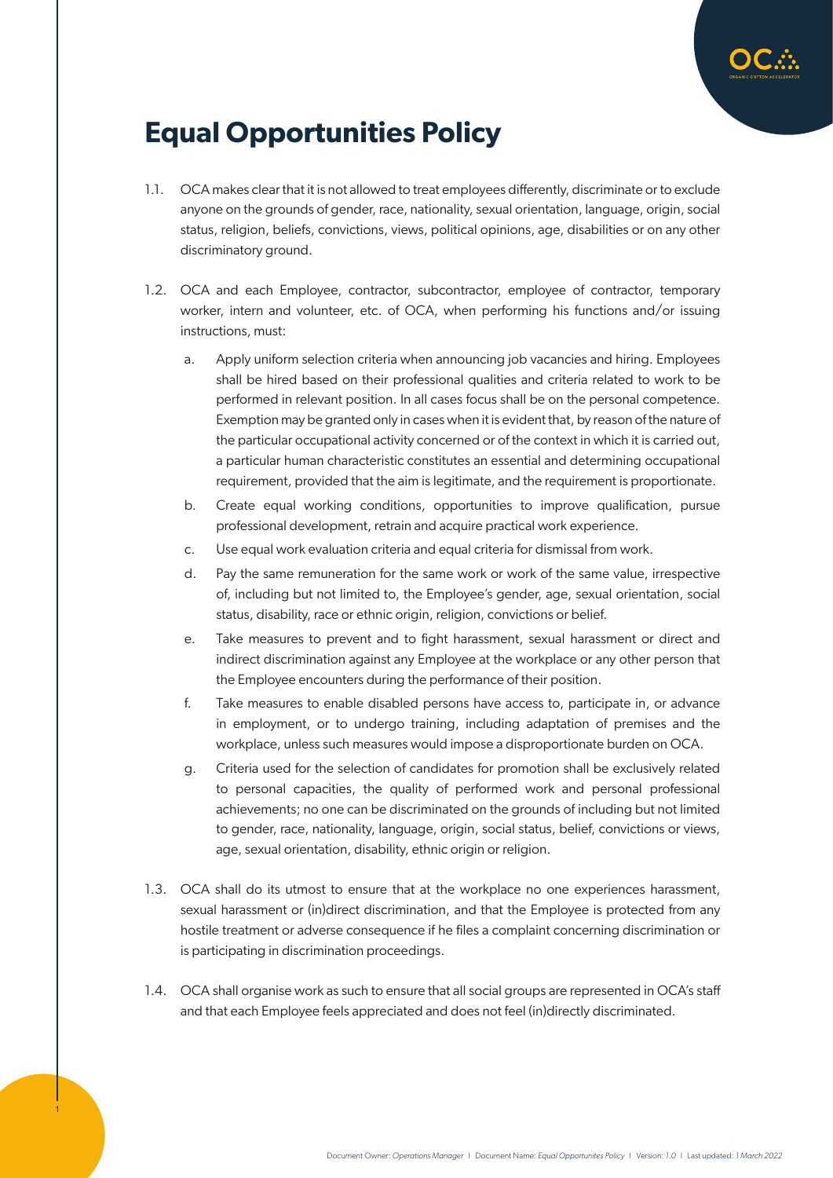# Equal Opportunities Policy

1.1. OCA makes clear that it is not allowed to treat employees differently, discriminate or to exclude anyone on the grounds of gender, race, nationality, sexual orientation, language, origin, social status, religion, beliefs, convictions, views, political opinions, age, disabilities or on any other discriminatory ground.

1.2. OCA and each Employee, contractor, subcontractor, employee of contractor, temporary worker, intern and volunteer, etc. of OCA, when performing his functions and/or issuing instructions, must:

   a. Apply uniform selection criteria when announcing job vacancies and hiring. Employees shall be hired based on their professional qualities and criteria related to work to be performed in relevant position. In all cases focus shall be on the personal competence. Exemption may be granted only in cases when it is evident that, by reason of the nature of the particular occupational activity concerned or of the context in which it is carried out, a particular human characteristic constitutes an essential and determining occupational requirement, provided that the aim is legitimate, and the requirement is proportionate.

   b. Create equal working conditions, opportunities to improve qualification, pursue professional development, retrain and acquire practical work experience.

   c. Use equal work evaluation criteria and equal criteria for dismissal from work.

   d. Pay the same remuneration for the same work or work of the same value, irrespective of, including but not limited to, the Employee's gender, age, sexual orientation, social status, disability, race or ethnic origin, religion, convictions or belief.

   e. Take measures to prevent and to fight harassment, sexual harassment or direct and indirect discrimination against any Employee at the workplace or any other person that the Employee encounters during the performance of their position.

   f. Take measures to enable disabled persons have access to, participate in, or advance in employment, or to undergo training, including adaptation of premises and the workplace, unless such measures would impose a disproportionate burden on OCA.

   g. Criteria used for the selection of candidates for promotion shall be exclusively related to personal capacities, the quality of performed work and personal professional achievements; no one can be discriminated on the grounds of including but not limited to gender, race, nationality, language, origin, social status, belief, convictions or views, age, sexual orientation, disability, ethnic origin or religion.

1.3. OCA shall do its utmost to ensure that at the workplace no one experiences harassment, sexual harassment or (in)direct discrimination, and that the Employee is protected from any hostile treatment or adverse consequence if he files a complaint concerning discrimination or is participating in discrimination proceedings.

1.4. OCA shall organise work as such to ensure that all social groups are represented in OCA's staff and that each Employee feels appreciated and does not feel (in)directly discriminated.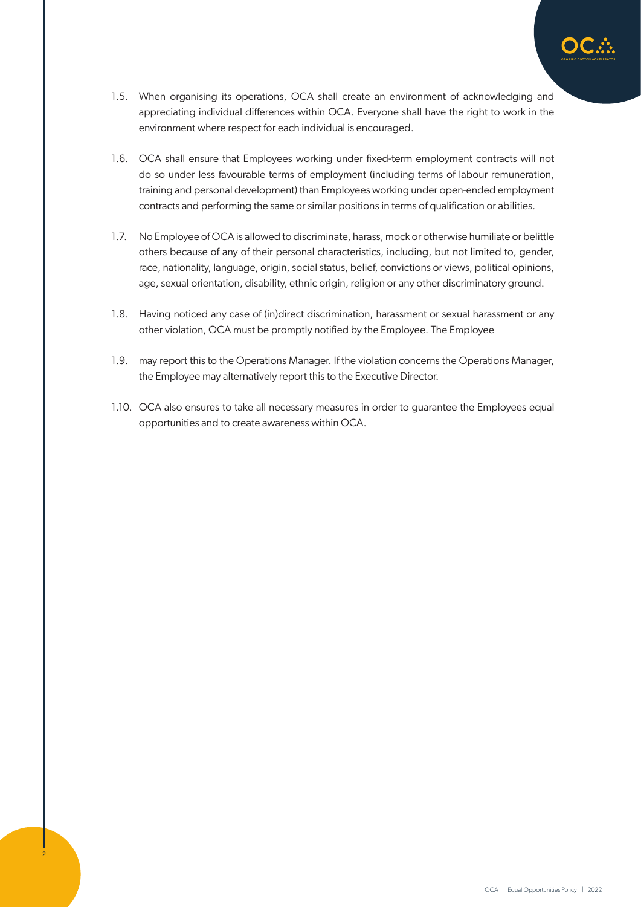1.5. When organising its operations, OCA shall create an environment of acknowledging and appreciating individual differences within OCA. Everyone shall have the right to work in the environment where respect for each individual is encouraged.

1.6. OCA shall ensure that Employees working under fixed-term employment contracts will not do so under less favourable terms of employment (including terms of labour remuneration, training and personal development) than Employees working under open-ended employment contracts and performing the same or similar positions in terms of qualification or abilities.

1.7. No Employee of OCA is allowed to discriminate, harass, mock or otherwise humiliate or belittle others because of any of their personal characteristics, including, but not limited to, gender, race, nationality, language, origin, social status, belief, convictions or views, political opinions, age, sexual orientation, disability, ethnic origin, religion or any other discriminatory ground.

1.8. Having noticed any case of (in)direct discrimination, harassment or sexual harassment or any other violation, OCA must be promptly notified by the Employee. The Employee

1.9. may report this to the Operations Manager. If the violation concerns the Operations Manager, the Employee may alternatively report this to the Executive Director.

1.10. OCA also ensures to take all necessary measures in order to guarantee the Employees equal opportunities and to create awareness within OCA.